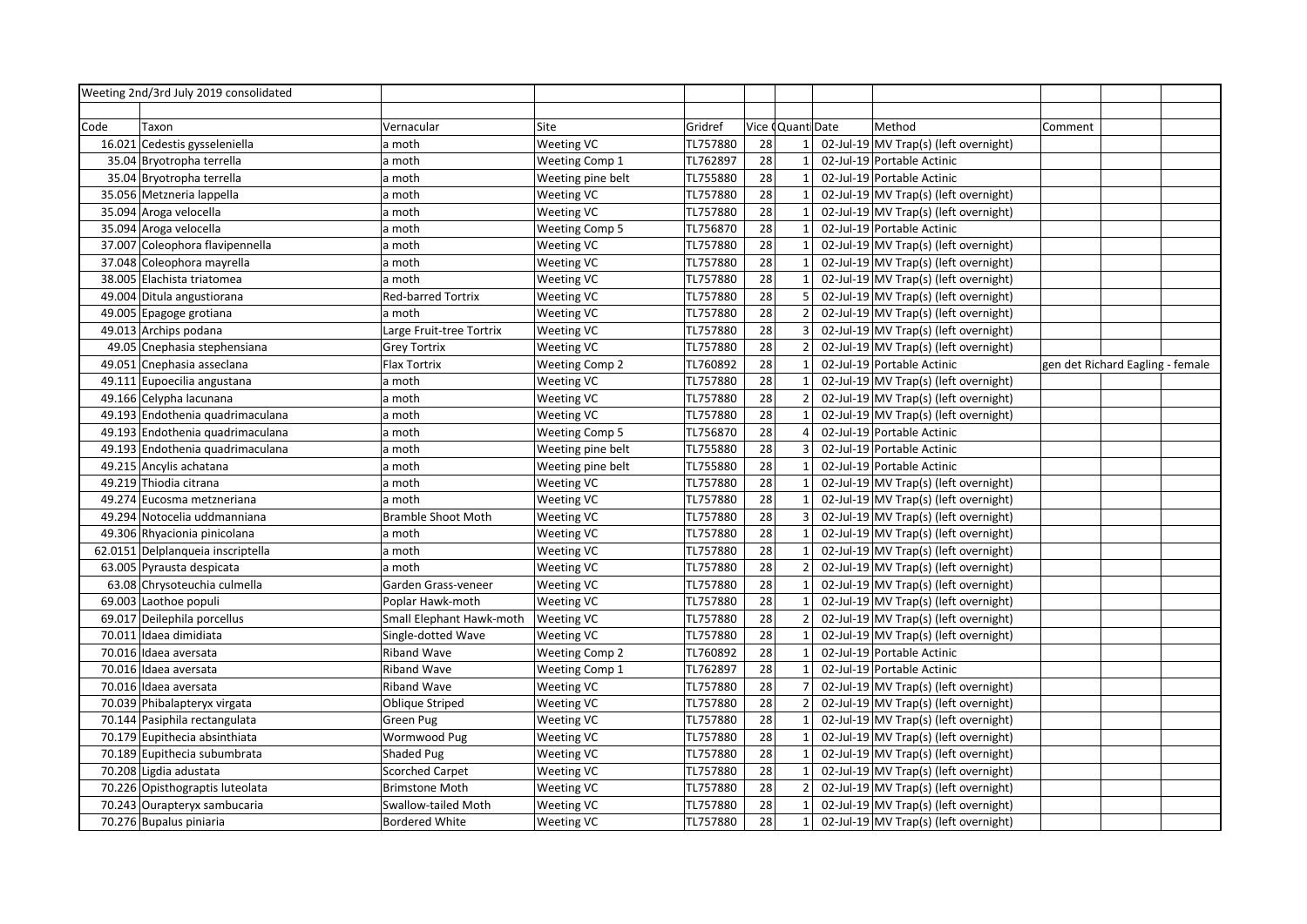Weeting 2nd/3rd July 2019 consolidated

| Code | Taxon | Vernacular | Site | Gridref | Vice ( | Quanti | Date | Method | Comment | | |
|---|---|---|---|---|---|---|---|---|---|---|---|
| 16.021 | Cedestis gysseleniella | a moth | Weeting VC | TL757880 | 28 | 1 | 02-Jul-19 | MV Trap(s) (left overnight) | | | |
| 35.04 | Bryotropha terrella | a moth | Weeting Comp 1 | TL762897 | 28 | 1 | 02-Jul-19 | Portable Actinic | | | |
| 35.04 | Bryotropha terrella | a moth | Weeting pine belt | TL755880 | 28 | 1 | 02-Jul-19 | Portable Actinic | | | |
| 35.056 | Metzneria lappella | a moth | Weeting VC | TL757880 | 28 | 1 | 02-Jul-19 | MV Trap(s) (left overnight) | | | |
| 35.094 | Aroga velocella | a moth | Weeting VC | TL757880 | 28 | 1 | 02-Jul-19 | MV Trap(s) (left overnight) | | | |
| 35.094 | Aroga velocella | a moth | Weeting Comp 5 | TL756870 | 28 | 1 | 02-Jul-19 | Portable Actinic | | | |
| 37.007 | Coleophora flavipennella | a moth | Weeting VC | TL757880 | 28 | 1 | 02-Jul-19 | MV Trap(s) (left overnight) | | | |
| 37.048 | Coleophora mayrella | a moth | Weeting VC | TL757880 | 28 | 1 | 02-Jul-19 | MV Trap(s) (left overnight) | | | |
| 38.005 | Elachista triatomea | a moth | Weeting VC | TL757880 | 28 | 1 | 02-Jul-19 | MV Trap(s) (left overnight) | | | |
| 49.004 | Ditula angustiorana | Red-barred Tortrix | Weeting VC | TL757880 | 28 | 5 | 02-Jul-19 | MV Trap(s) (left overnight) | | | |
| 49.005 | Epagoge grotiana | a moth | Weeting VC | TL757880 | 28 | 2 | 02-Jul-19 | MV Trap(s) (left overnight) | | | |
| 49.013 | Archips podana | Large Fruit-tree Tortrix | Weeting VC | TL757880 | 28 | 3 | 02-Jul-19 | MV Trap(s) (left overnight) | | | |
| 49.05 | Cnephasia stephensiana | Grey Tortrix | Weeting VC | TL757880 | 28 | 2 | 02-Jul-19 | MV Trap(s) (left overnight) | | | |
| 49.051 | Cnephasia asseclana | Flax Tortrix | Weeting Comp 2 | TL760892 | 28 | 1 | 02-Jul-19 | Portable Actinic | gen det Richard Eagling - female | | |
| 49.111 | Eupoecilia angustana | a moth | Weeting VC | TL757880 | 28 | 1 | 02-Jul-19 | MV Trap(s) (left overnight) | | | |
| 49.166 | Celypha lacunana | a moth | Weeting VC | TL757880 | 28 | 2 | 02-Jul-19 | MV Trap(s) (left overnight) | | | |
| 49.193 | Endothenia quadrimaculana | a moth | Weeting VC | TL757880 | 28 | 1 | 02-Jul-19 | MV Trap(s) (left overnight) | | | |
| 49.193 | Endothenia quadrimaculana | a moth | Weeting Comp 5 | TL756870 | 28 | 4 | 02-Jul-19 | Portable Actinic | | | |
| 49.193 | Endothenia quadrimaculana | a moth | Weeting pine belt | TL755880 | 28 | 3 | 02-Jul-19 | Portable Actinic | | | |
| 49.215 | Ancylis achatana | a moth | Weeting pine belt | TL755880 | 28 | 1 | 02-Jul-19 | Portable Actinic | | | |
| 49.219 | Thiodia citrana | a moth | Weeting VC | TL757880 | 28 | 1 | 02-Jul-19 | MV Trap(s) (left overnight) | | | |
| 49.274 | Eucosma metzneriana | a moth | Weeting VC | TL757880 | 28 | 1 | 02-Jul-19 | MV Trap(s) (left overnight) | | | |
| 49.294 | Notocelia uddmanniana | Bramble Shoot Moth | Weeting VC | TL757880 | 28 | 3 | 02-Jul-19 | MV Trap(s) (left overnight) | | | |
| 49.306 | Rhyacionia pinicolana | a moth | Weeting VC | TL757880 | 28 | 1 | 02-Jul-19 | MV Trap(s) (left overnight) | | | |
| 62.0151 | Delplanqueia inscriptella | a moth | Weeting VC | TL757880 | 28 | 1 | 02-Jul-19 | MV Trap(s) (left overnight) | | | |
| 63.005 | Pyrausta despicata | a moth | Weeting VC | TL757880 | 28 | 2 | 02-Jul-19 | MV Trap(s) (left overnight) | | | |
| 63.08 | Chrysoteuchia culmella | Garden Grass-veneer | Weeting VC | TL757880 | 28 | 1 | 02-Jul-19 | MV Trap(s) (left overnight) | | | |
| 69.003 | Laothoe populi | Poplar Hawk-moth | Weeting VC | TL757880 | 28 | 1 | 02-Jul-19 | MV Trap(s) (left overnight) | | | |
| 69.017 | Deilephila porcellus | Small Elephant Hawk-moth | Weeting VC | TL757880 | 28 | 2 | 02-Jul-19 | MV Trap(s) (left overnight) | | | |
| 70.011 | Idaea dimidiata | Single-dotted Wave | Weeting VC | TL757880 | 28 | 1 | 02-Jul-19 | MV Trap(s) (left overnight) | | | |
| 70.016 | Idaea aversata | Riband Wave | Weeting Comp 2 | TL760892 | 28 | 1 | 02-Jul-19 | Portable Actinic | | | |
| 70.016 | Idaea aversata | Riband Wave | Weeting Comp 1 | TL762897 | 28 | 1 | 02-Jul-19 | Portable Actinic | | | |
| 70.016 | Idaea aversata | Riband Wave | Weeting VC | TL757880 | 28 | 7 | 02-Jul-19 | MV Trap(s) (left overnight) | | | |
| 70.039 | Phibalapteryx virgata | Oblique Striped | Weeting VC | TL757880 | 28 | 2 | 02-Jul-19 | MV Trap(s) (left overnight) | | | |
| 70.144 | Pasiphila rectangulata | Green Pug | Weeting VC | TL757880 | 28 | 1 | 02-Jul-19 | MV Trap(s) (left overnight) | | | |
| 70.179 | Eupithecia absinthiata | Wormwood Pug | Weeting VC | TL757880 | 28 | 1 | 02-Jul-19 | MV Trap(s) (left overnight) | | | |
| 70.189 | Eupithecia subumbrata | Shaded Pug | Weeting VC | TL757880 | 28 | 1 | 02-Jul-19 | MV Trap(s) (left overnight) | | | |
| 70.208 | Ligdia adustata | Scorched Carpet | Weeting VC | TL757880 | 28 | 1 | 02-Jul-19 | MV Trap(s) (left overnight) | | | |
| 70.226 | Opisthograptis luteolata | Brimstone Moth | Weeting VC | TL757880 | 28 | 2 | 02-Jul-19 | MV Trap(s) (left overnight) | | | |
| 70.243 | Ourapteryx sambucaria | Swallow-tailed Moth | Weeting VC | TL757880 | 28 | 1 | 02-Jul-19 | MV Trap(s) (left overnight) | | | |
| 70.276 | Bupalus piniaria | Bordered White | Weeting VC | TL757880 | 28 | 1 | 02-Jul-19 | MV Trap(s) (left overnight) | | | |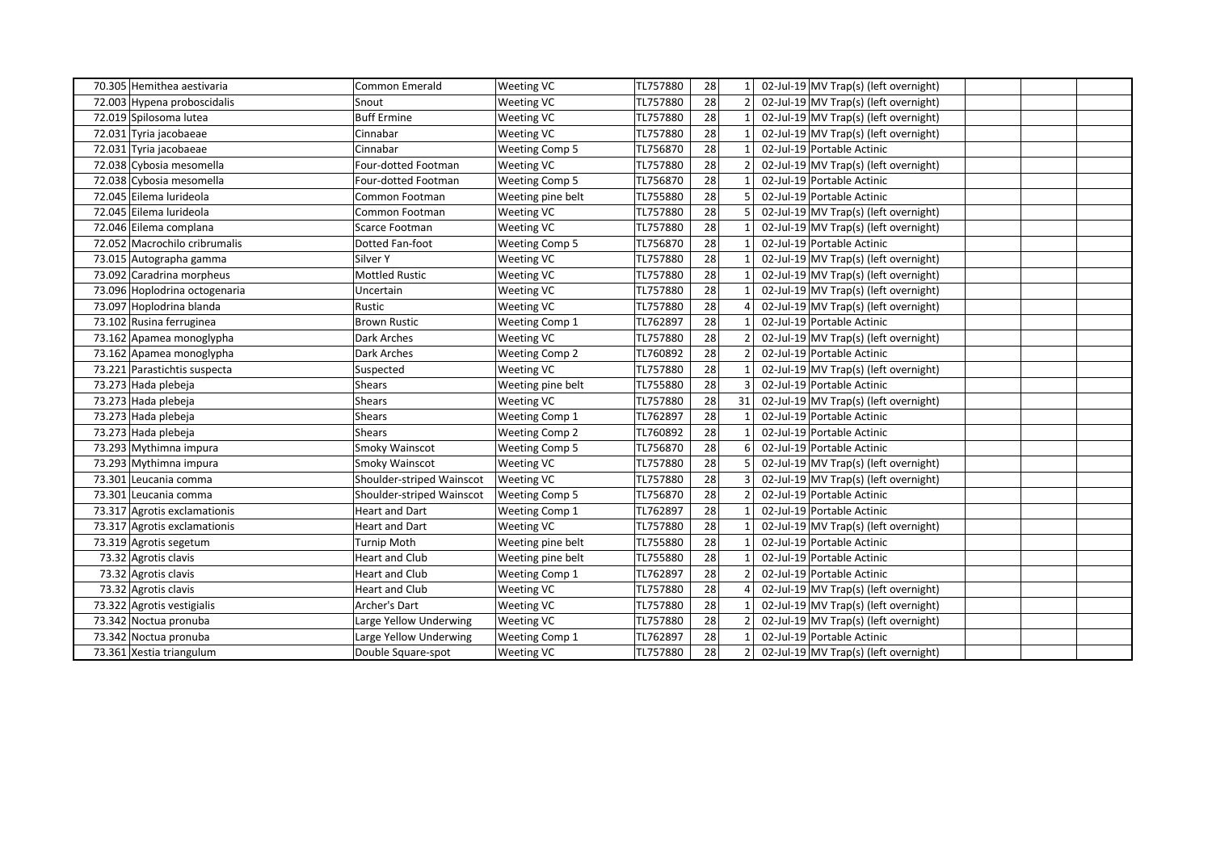| | | | | | | | | | | |
|---|---|---|---|---|---|---|---|---|---|---|
| 70.305 | Hemithea aestivaria | Common Emerald | Weeting VC | TL757880 | 28 | 1 | 02-Jul-19 | MV Trap(s) (left overnight) | | | |
| 72.003 | Hypena proboscidalis | Snout | Weeting VC | TL757880 | 28 | 2 | 02-Jul-19 | MV Trap(s) (left overnight) | | | |
| 72.019 | Spilosoma lutea | Buff Ermine | Weeting VC | TL757880 | 28 | 1 | 02-Jul-19 | MV Trap(s) (left overnight) | | | |
| 72.031 | Tyria jacobaeae | Cinnabar | Weeting VC | TL757880 | 28 | 1 | 02-Jul-19 | MV Trap(s) (left overnight) | | | |
| 72.031 | Tyria jacobaeae | Cinnabar | Weeting Comp 5 | TL756870 | 28 | 1 | 02-Jul-19 | Portable Actinic | | | |
| 72.038 | Cybosia mesomella | Four-dotted Footman | Weeting VC | TL757880 | 28 | 2 | 02-Jul-19 | MV Trap(s) (left overnight) | | | |
| 72.038 | Cybosia mesomella | Four-dotted Footman | Weeting Comp 5 | TL756870 | 28 | 1 | 02-Jul-19 | Portable Actinic | | | |
| 72.045 | Eilema lurideola | Common Footman | Weeting pine belt | TL755880 | 28 | 5 | 02-Jul-19 | Portable Actinic | | | |
| 72.045 | Eilema lurideola | Common Footman | Weeting VC | TL757880 | 28 | 5 | 02-Jul-19 | MV Trap(s) (left overnight) | | | |
| 72.046 | Eilema complana | Scarce Footman | Weeting VC | TL757880 | 28 | 1 | 02-Jul-19 | MV Trap(s) (left overnight) | | | |
| 72.052 | Macrochilo cribrumalis | Dotted Fan-foot | Weeting Comp 5 | TL756870 | 28 | 1 | 02-Jul-19 | Portable Actinic | | | |
| 73.015 | Autographa gamma | Silver Y | Weeting VC | TL757880 | 28 | 1 | 02-Jul-19 | MV Trap(s) (left overnight) | | | |
| 73.092 | Caradrina morpheus | Mottled Rustic | Weeting VC | TL757880 | 28 | 1 | 02-Jul-19 | MV Trap(s) (left overnight) | | | |
| 73.096 | Hoplodrina octogenaria | Uncertain | Weeting VC | TL757880 | 28 | 1 | 02-Jul-19 | MV Trap(s) (left overnight) | | | |
| 73.097 | Hoplodrina blanda | Rustic | Weeting VC | TL757880 | 28 | 4 | 02-Jul-19 | MV Trap(s) (left overnight) | | | |
| 73.102 | Rusina ferruginea | Brown Rustic | Weeting Comp 1 | TL762897 | 28 | 1 | 02-Jul-19 | Portable Actinic | | | |
| 73.162 | Apamea monoglypha | Dark Arches | Weeting VC | TL757880 | 28 | 2 | 02-Jul-19 | MV Trap(s) (left overnight) | | | |
| 73.162 | Apamea monoglypha | Dark Arches | Weeting Comp 2 | TL760892 | 28 | 2 | 02-Jul-19 | Portable Actinic | | | |
| 73.221 | Parastichtis suspecta | Suspected | Weeting VC | TL757880 | 28 | 1 | 02-Jul-19 | MV Trap(s) (left overnight) | | | |
| 73.273 | Hada plebeja | Shears | Weeting pine belt | TL755880 | 28 | 3 | 02-Jul-19 | Portable Actinic | | | |
| 73.273 | Hada plebeja | Shears | Weeting VC | TL757880 | 28 | 31 | 02-Jul-19 | MV Trap(s) (left overnight) | | | |
| 73.273 | Hada plebeja | Shears | Weeting Comp 1 | TL762897 | 28 | 1 | 02-Jul-19 | Portable Actinic | | | |
| 73.273 | Hada plebeja | Shears | Weeting Comp 2 | TL760892 | 28 | 1 | 02-Jul-19 | Portable Actinic | | | |
| 73.293 | Mythimna impura | Smoky Wainscot | Weeting Comp 5 | TL756870 | 28 | 6 | 02-Jul-19 | Portable Actinic | | | |
| 73.293 | Mythimna impura | Smoky Wainscot | Weeting VC | TL757880 | 28 | 5 | 02-Jul-19 | MV Trap(s) (left overnight) | | | |
| 73.301 | Leucania comma | Shoulder-striped Wainscot | Weeting VC | TL757880 | 28 | 3 | 02-Jul-19 | MV Trap(s) (left overnight) | | | |
| 73.301 | Leucania comma | Shoulder-striped Wainscot | Weeting Comp 5 | TL756870 | 28 | 2 | 02-Jul-19 | Portable Actinic | | | |
| 73.317 | Agrotis exclamationis | Heart and Dart | Weeting Comp 1 | TL762897 | 28 | 1 | 02-Jul-19 | Portable Actinic | | | |
| 73.317 | Agrotis exclamationis | Heart and Dart | Weeting VC | TL757880 | 28 | 1 | 02-Jul-19 | MV Trap(s) (left overnight) | | | |
| 73.319 | Agrotis segetum | Turnip Moth | Weeting pine belt | TL755880 | 28 | 1 | 02-Jul-19 | Portable Actinic | | | |
| 73.32 | Agrotis clavis | Heart and Club | Weeting pine belt | TL755880 | 28 | 1 | 02-Jul-19 | Portable Actinic | | | |
| 73.32 | Agrotis clavis | Heart and Club | Weeting Comp 1 | TL762897 | 28 | 2 | 02-Jul-19 | Portable Actinic | | | |
| 73.32 | Agrotis clavis | Heart and Club | Weeting VC | TL757880 | 28 | 4 | 02-Jul-19 | MV Trap(s) (left overnight) | | | |
| 73.322 | Agrotis vestigialis | Archer's Dart | Weeting VC | TL757880 | 28 | 1 | 02-Jul-19 | MV Trap(s) (left overnight) | | | |
| 73.342 | Noctua pronuba | Large Yellow Underwing | Weeting VC | TL757880 | 28 | 2 | 02-Jul-19 | MV Trap(s) (left overnight) | | | |
| 73.342 | Noctua pronuba | Large Yellow Underwing | Weeting Comp 1 | TL762897 | 28 | 1 | 02-Jul-19 | Portable Actinic | | | |
| 73.361 | Xestia triangulum | Double Square-spot | Weeting VC | TL757880 | 28 | 2 | 02-Jul-19 | MV Trap(s) (left overnight) | | | |